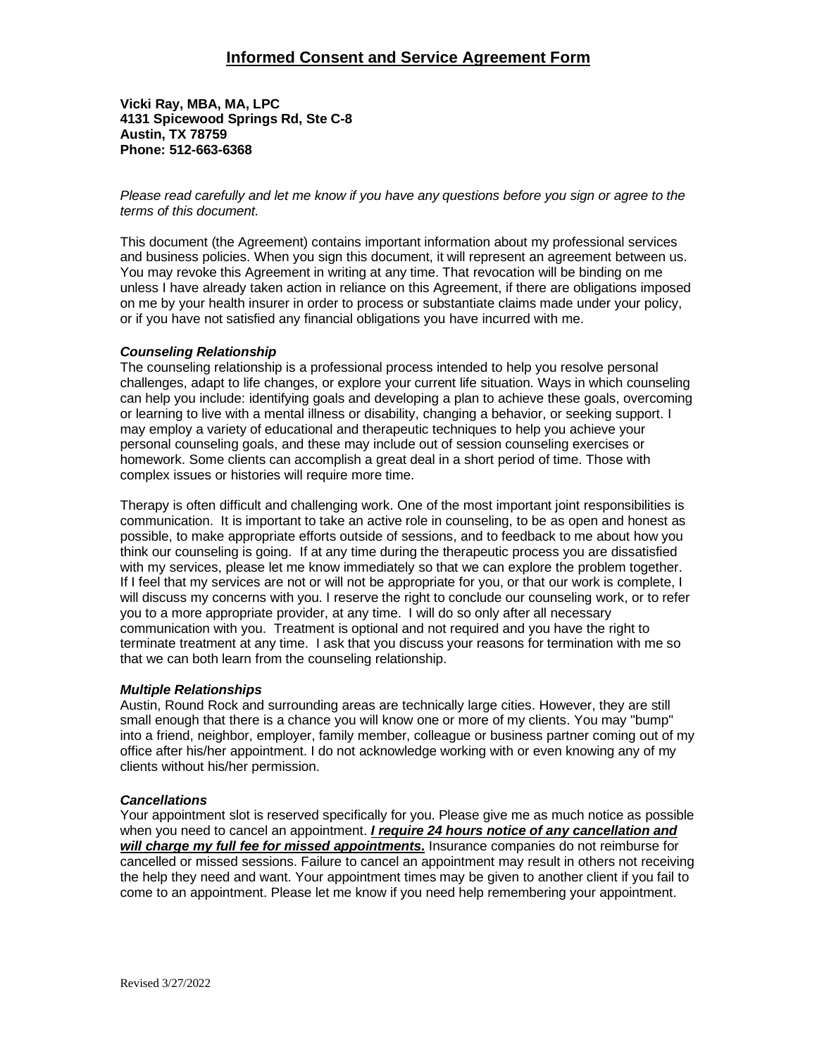# Informed Consent and Service Agreement Form

**Vicki Ray, MBA, MA, LPC**
**4131 Spicewood Springs Rd, Ste C-8**
**Austin, TX 78759**
**Phone: 512-663-6368**

*Please read carefully and let me know if you have any questions before you sign or agree to the terms of this document.*

This document (the Agreement) contains important information about my professional services and business policies. When you sign this document, it will represent an agreement between us. You may revoke this Agreement in writing at any time. That revocation will be binding on me unless I have already taken action in reliance on this Agreement, if there are obligations imposed on me by your health insurer in order to process or substantiate claims made under your policy, or if you have not satisfied any financial obligations you have incurred with me.

***Counseling Relationship***

The counseling relationship is a professional process intended to help you resolve personal challenges, adapt to life changes, or explore your current life situation. Ways in which counseling can help you include: identifying goals and developing a plan to achieve these goals, overcoming or learning to live with a mental illness or disability, changing a behavior, or seeking support. I may employ a variety of educational and therapeutic techniques to help you achieve your personal counseling goals, and these may include out of session counseling exercises or homework. Some clients can accomplish a great deal in a short period of time. Those with complex issues or histories will require more time.

Therapy is often difficult and challenging work. One of the most important joint responsibilities is communication. It is important to take an active role in counseling, to be as open and honest as possible, to make appropriate efforts outside of sessions, and to feedback to me about how you think our counseling is going. If at any time during the therapeutic process you are dissatisfied with my services, please let me know immediately so that we can explore the problem together. If I feel that my services are not or will not be appropriate for you, or that our work is complete, I will discuss my concerns with you. I reserve the right to conclude our counseling work, or to refer you to a more appropriate provider, at any time. I will do so only after all necessary communication with you. Treatment is optional and not required and you have the right to terminate treatment at any time. I ask that you discuss your reasons for termination with me so that we can both learn from the counseling relationship.

***Multiple Relationships***

Austin, Round Rock and surrounding areas are technically large cities. However, they are still small enough that there is a chance you will know one or more of my clients. You may "bump" into a friend, neighbor, employer, family member, colleague or business partner coming out of my office after his/her appointment. I do not acknowledge working with or even knowing any of my clients without his/her permission.

***Cancellations***

Your appointment slot is reserved specifically for you. Please give me as much notice as possible when you need to cancel an appointment. ***<u>I require 24 hours notice of any cancellation and will charge my full fee for missed appointments</u>.*** Insurance companies do not reimburse for cancelled or missed sessions. Failure to cancel an appointment may result in others not receiving the help they need and want. Your appointment times may be given to another client if you fail to come to an appointment. Please let me know if you need help remembering your appointment.

Revised 3/27/2022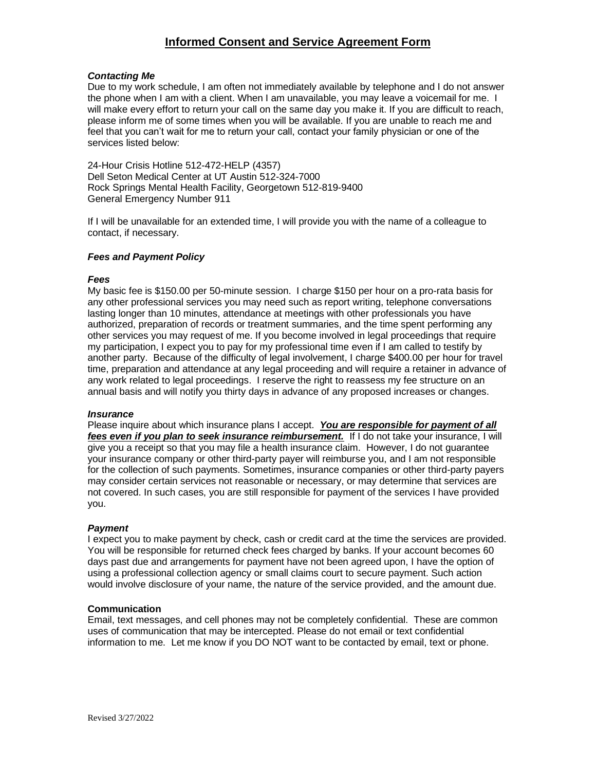# Informed Consent and Service Agreement Form

### *Contacting Me*

Due to my work schedule, I am often not immediately available by telephone and I do not answer the phone when I am with a client. When I am unavailable, you may leave a voicemail for me. I will make every effort to return your call on the same day you make it. If you are difficult to reach, please inform me of some times when you will be available. If you are unable to reach me and feel that you can't wait for me to return your call, contact your family physician or one of the services listed below:

24-Hour Crisis Hotline 512-472-HELP (4357)
Dell Seton Medical Center at UT Austin 512-324-7000
Rock Springs Mental Health Facility, Georgetown 512-819-9400
General Emergency Number 911

If I will be unavailable for an extended time, I will provide you with the name of a colleague to contact, if necessary.

### *Fees and Payment Policy*

#### *Fees*

My basic fee is $150.00 per 50-minute session. I charge $150 per hour on a pro-rata basis for any other professional services you may need such as report writing, telephone conversations lasting longer than 10 minutes, attendance at meetings with other professionals you have authorized, preparation of records or treatment summaries, and the time spent performing any other services you may request of me. If you become involved in legal proceedings that require my participation, I expect you to pay for my professional time even if I am called to testify by another party. Because of the difficulty of legal involvement, I charge $400.00 per hour for travel time, preparation and attendance at any legal proceeding and will require a retainer in advance of any work related to legal proceedings. I reserve the right to reassess my fee structure on an annual basis and will notify you thirty days in advance of any proposed increases or changes.

#### *Insurance*

Please inquire about which insurance plans I accept. ***<u>You are responsible for payment of all fees even if you plan to seek insurance reimbursement.</u>*** If I do not take your insurance, I will give you a receipt so that you may file a health insurance claim. However, I do not guarantee your insurance company or other third-party payer will reimburse you, and I am not responsible for the collection of such payments. Sometimes, insurance companies or other third-party payers may consider certain services not reasonable or necessary, or may determine that services are not covered. In such cases, you are still responsible for payment of the services I have provided you.

#### *Payment*

I expect you to make payment by check, cash or credit card at the time the services are provided. You will be responsible for returned check fees charged by banks. If your account becomes 60 days past due and arrangements for payment have not been agreed upon, I have the option of using a professional collection agency or small claims court to secure payment. Such action would involve disclosure of your name, the nature of the service provided, and the amount due.

### **Communication**

Email, text messages, and cell phones may not be completely confidential. These are common uses of communication that may be intercepted. Please do not email or text confidential information to me. Let me know if you DO NOT want to be contacted by email, text or phone.

Revised 3/27/2022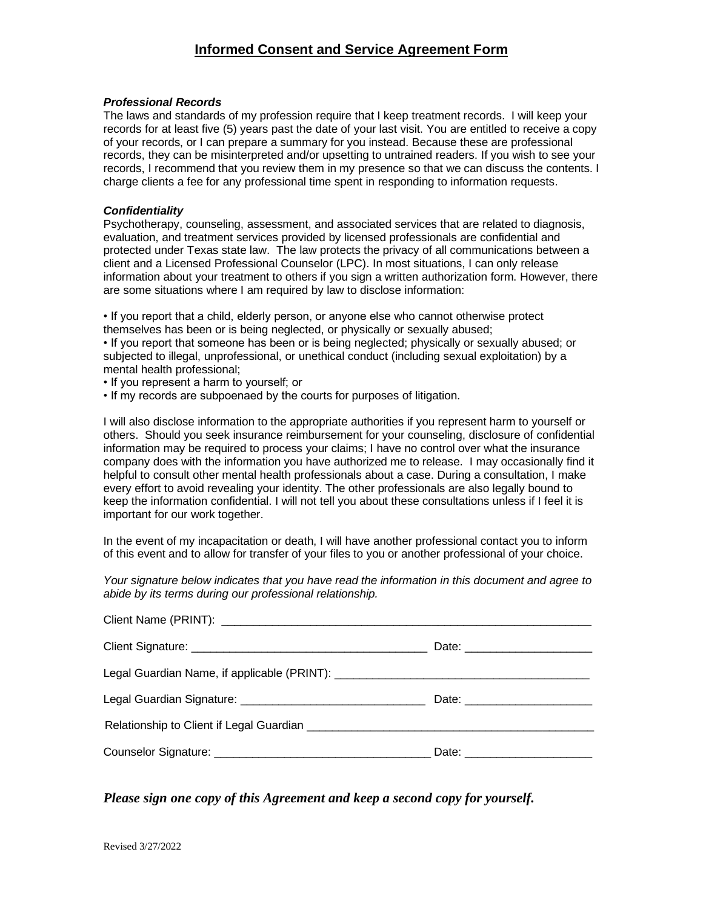# Informed Consent and Service Agreement Form

***Professional Records***
The laws and standards of my profession require that I keep treatment records. I will keep your records for at least five (5) years past the date of your last visit. You are entitled to receive a copy of your records, or I can prepare a summary for you instead. Because these are professional records, they can be misinterpreted and/or upsetting to untrained readers. If you wish to see your records, I recommend that you review them in my presence so that we can discuss the contents. I charge clients a fee for any professional time spent in responding to information requests.

***Confidentiality***
Psychotherapy, counseling, assessment, and associated services that are related to diagnosis, evaluation, and treatment services provided by licensed professionals are confidential and protected under Texas state law. The law protects the privacy of all communications between a client and a Licensed Professional Counselor (LPC). In most situations, I can only release information about your treatment to others if you sign a written authorization form. However, there are some situations where I am required by law to disclose information:

- If you report that a child, elderly person, or anyone else who cannot otherwise protect themselves has been or is being neglected, or physically or sexually abused;
- If you report that someone has been or is being neglected; physically or sexually abused; or subjected to illegal, unprofessional, or unethical conduct (including sexual exploitation) by a mental health professional;
- If you represent a harm to yourself; or
- If my records are subpoenaed by the courts for purposes of litigation.

I will also disclose information to the appropriate authorities if you represent harm to yourself or others. Should you seek insurance reimbursement for your counseling, disclosure of confidential information may be required to process your claims; I have no control over what the insurance company does with the information you have authorized me to release. I may occasionally find it helpful to consult other mental health professionals about a case. During a consultation, I make every effort to avoid revealing your identity. The other professionals are also legally bound to keep the information confidential. I will not tell you about these consultations unless if I feel it is important for our work together.

In the event of my incapacitation or death, I will have another professional contact you to inform of this event and to allow for transfer of your files to you or another professional of your choice.

*Your signature below indicates that you have read the information in this document and agree to abide by its terms during our professional relationship.*

Client Name (PRINT): ___________________________________________________________

Client Signature: _____________________________________ Date: ____________________

Legal Guardian Name, if applicable (PRINT): ________________________________________

Legal Guardian Signature: _____________________________ Date: ____________________

Relationship to Client if Legal Guardian ______________________________________________

Counselor Signature: __________________________________ Date: ____________________

***Please sign one copy of this Agreement and keep a second copy for yourself.***

Revised 3/27/2022